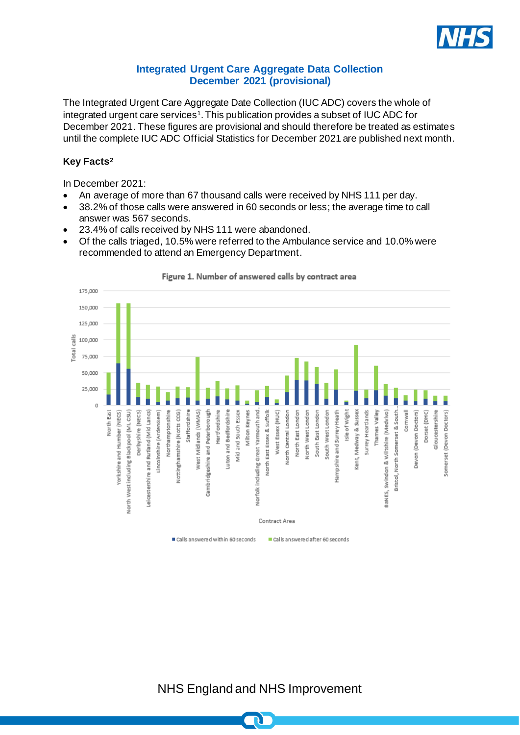# Integrated Urgent Care Aggregate Data Collection
## December 2021 (provisional)

The Integrated Urgent Care Aggregate Date Collection (IUC ADC) covers the whole of integrated urgent care services[1]. This publication provides a subset of IUC ADC for December 2021. These figures are provisional and should therefore be treated as estimates until the complete IUC ADC Official Statistics for December 2021 are published next month.

### Key Facts[2]

In December 2021:

- An average of more than 67 thousand calls were received by NHS 111 per day.
- 38.2% of those calls were answered in 60 seconds or less; the average time to call answer was 567 seconds.
- 23.4% of calls received by NHS 111 were abandoned.
- Of the calls triaged, 10.5% were referred to the Ambulance service and 10.0% were recommended to attend an Emergency Department.

Figure 1. Number of answered calls by contract area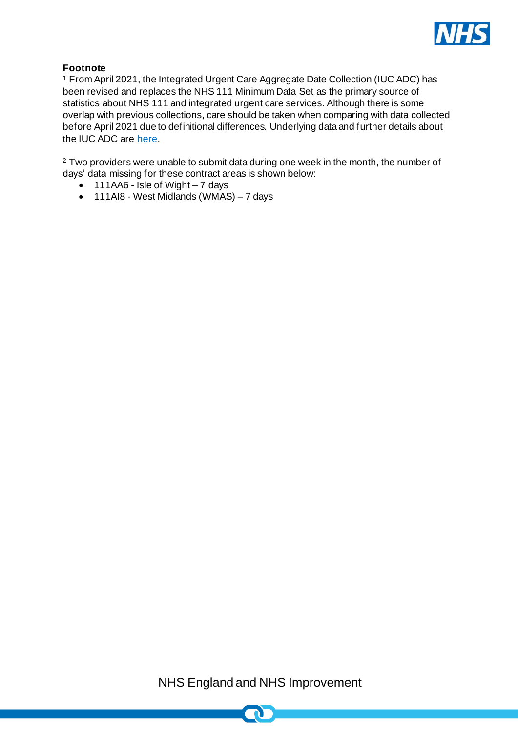**Footnote**

[1] From April 2021, the Integrated Urgent Care Aggregate Date Collection (IUC ADC) has been revised and replaces the NHS 111 Minimum Data Set as the primary source of statistics about NHS 111 and integrated urgent care services. Although there is some overlap with previous collections, care should be taken when comparing with data collected before April 2021 due to definitional differences. Underlying data and further details about the IUC ADC are here.

[2] Two providers were unable to submit data during one week in the month, the number of days' data missing for these contract areas is shown below:

- 111AA6 - Isle of Wight – 7 days
- 111AI8 - West Midlands (WMAS) – 7 days